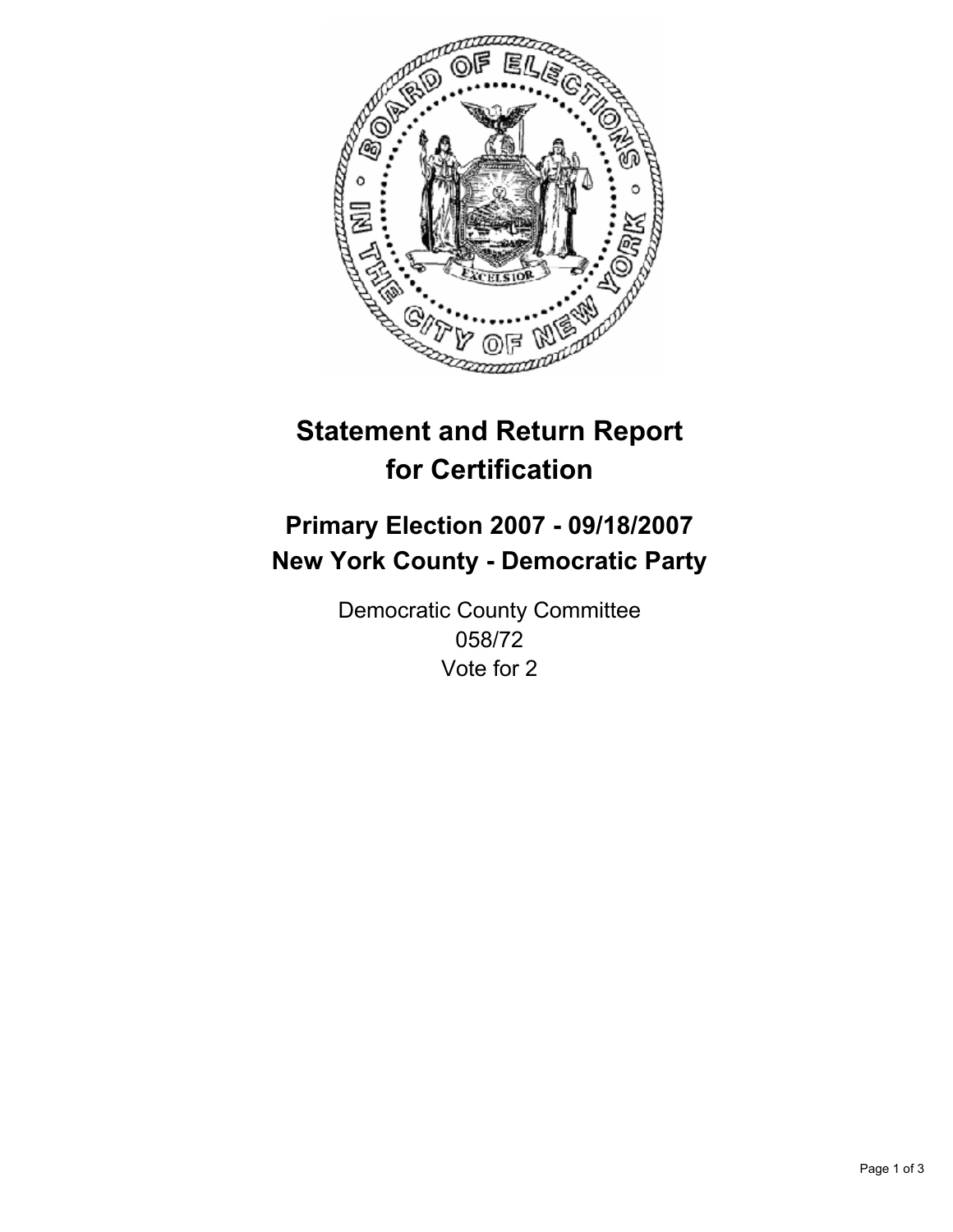# Statement and Return Report for Certification

## Primary Election 2007 - 09/18/2007
## New York County - Democratic Party

Democratic County Committee
058/72
Vote for 2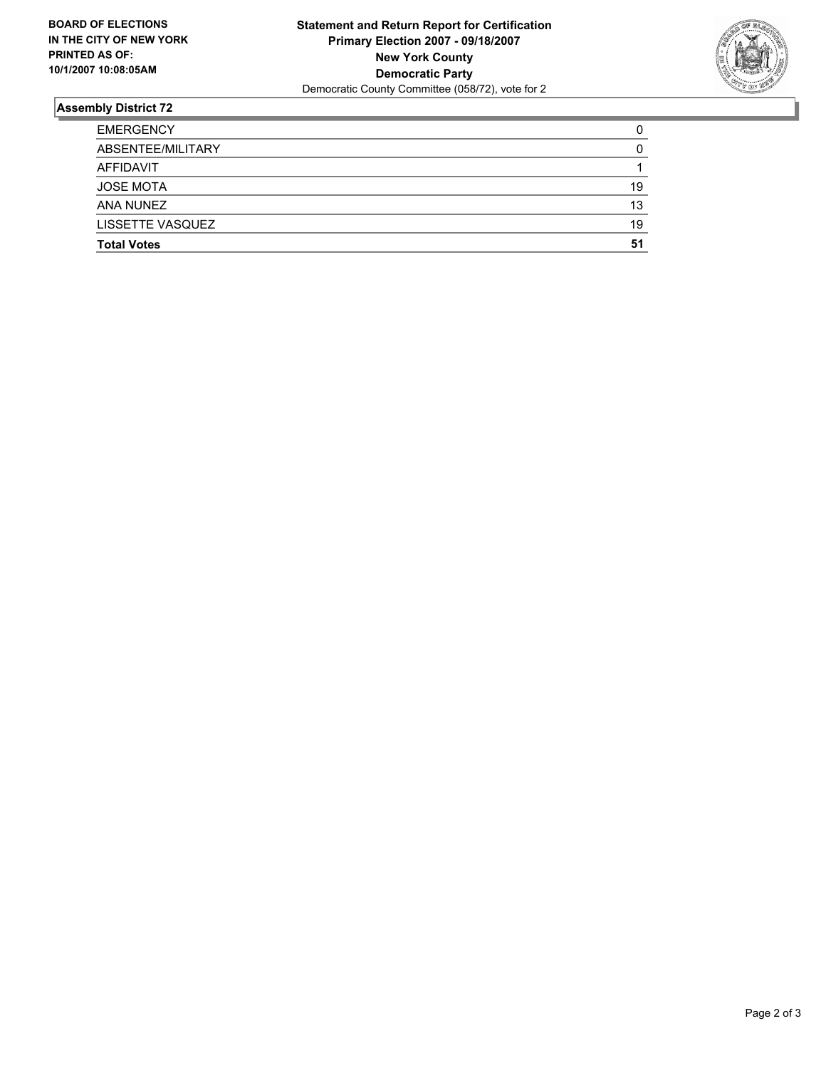**BOARD OF ELECTIONS IN THE CITY OF NEW YORK PRINTED AS OF: 10/1/2007 10:08:05AM**

**Statement and Return Report for Certification**
**Primary Election 2007 - 09/18/2007**
**New York County**
**Democratic Party**
Democratic County Committee (058/72), vote for 2

## Assembly District 72

| | |
|---|---|
| EMERGENCY | 0 |
| ABSENTEE/MILITARY | 0 |
| AFFIDAVIT | 1 |
| JOSE MOTA | 19 |
| ANA NUNEZ | 13 |
| LISSETTE VASQUEZ | 19 |
| **Total Votes** | **51** |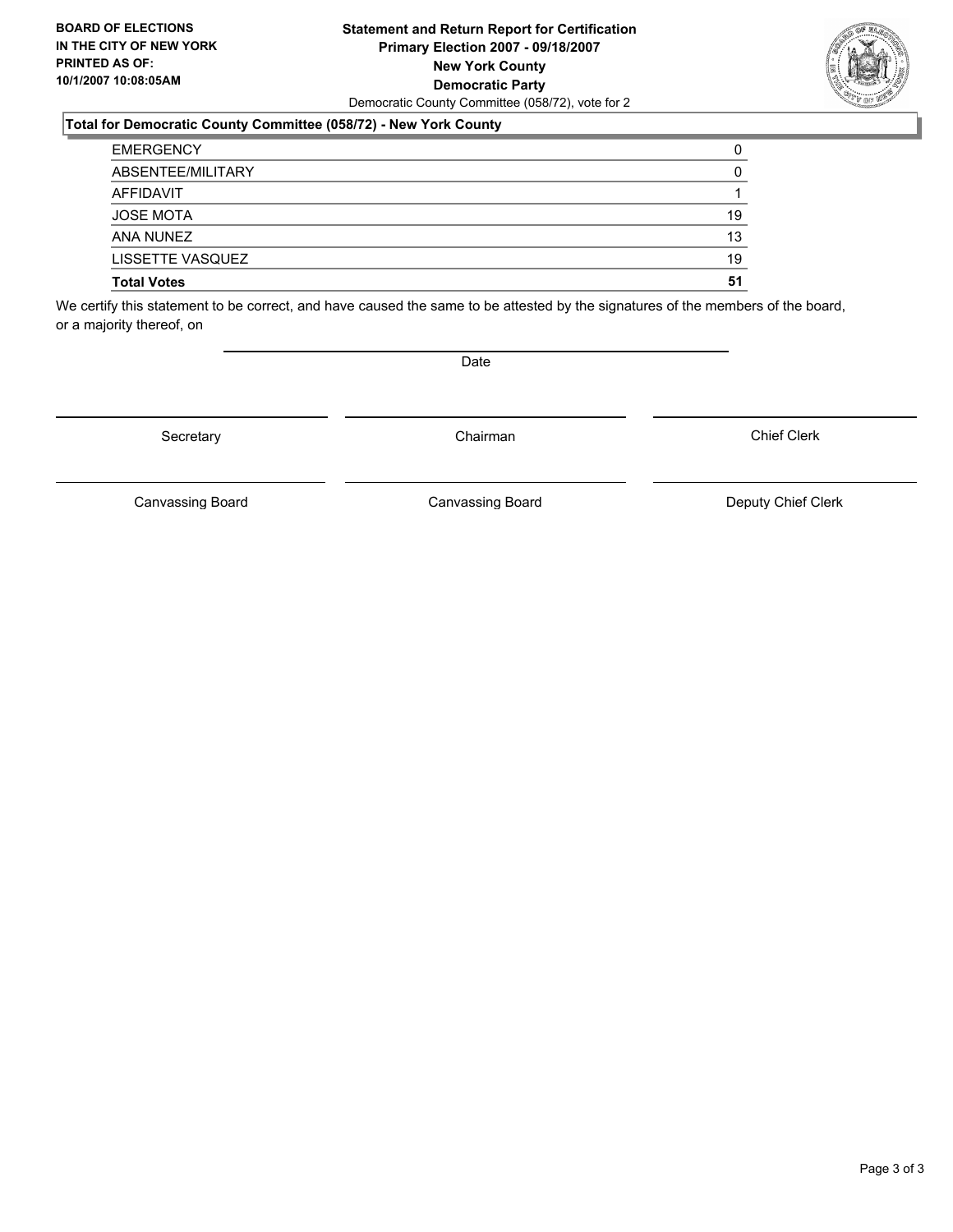**BOARD OF ELECTIONS**
**IN THE CITY OF NEW YORK**
**PRINTED AS OF:**
**10/1/2007 10:08:05AM**

**Statement and Return Report for Certification**
**Primary Election 2007 - 09/18/2007**
**New York County**
**Democratic Party**
Democratic County Committee (058/72), vote for 2

### Total for Democratic County Committee (058/72) - New York County

| | |
|---|---|
| EMERGENCY | 0 |
| ABSENTEE/MILITARY | 0 |
| AFFIDAVIT | 1 |
| JOSE MOTA | 19 |
| ANA NUNEZ | 13 |
| LISSETTE VASQUEZ | 19 |
| **Total Votes** | **51** |

We certify this statement to be correct, and have caused the same to be attested by the signatures of the members of the board, or a majority thereof, on

Date

Secretary

Chairman

Chief Clerk

Canvassing Board

Canvassing Board

Deputy Chief Clerk